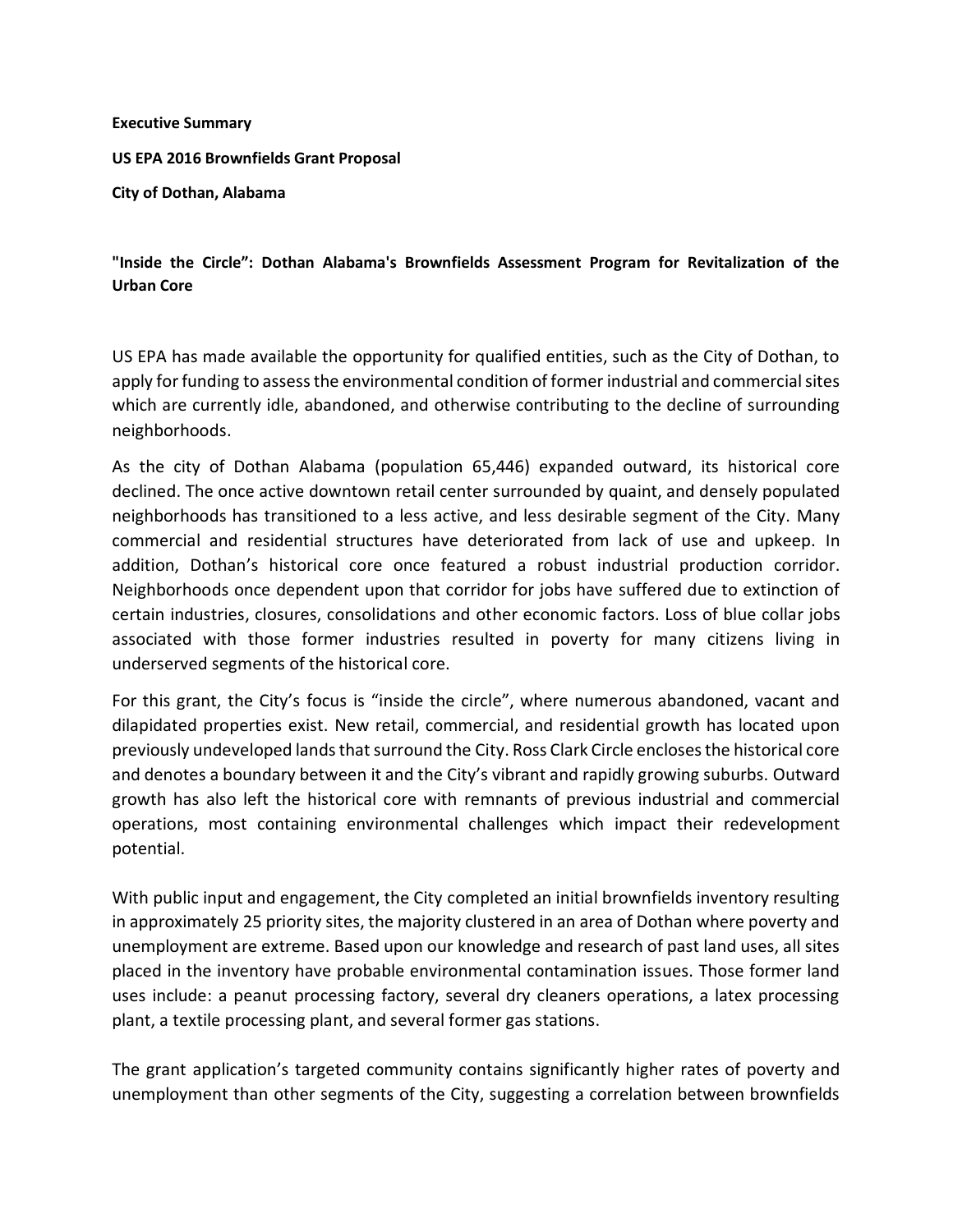**Executive Summary**

**US EPA 2016 Brownfields Grant Proposal**

**City of Dothan, Alabama**

**"Inside the Circle": Dothan Alabama's Brownfields Assessment Program for Revitalization of the Urban Core**

US EPA has made available the opportunity for qualified entities, such as the City of Dothan, to apply for funding to assess the environmental condition of former industrial and commercial sites which are currently idle, abandoned, and otherwise contributing to the decline of surrounding neighborhoods.

As the city of Dothan Alabama (population 65,446) expanded outward, its historical core declined. The once active downtown retail center surrounded by quaint, and densely populated neighborhoods has transitioned to a less active, and less desirable segment of the City. Many commercial and residential structures have deteriorated from lack of use and upkeep. In addition, Dothan's historical core once featured a robust industrial production corridor. Neighborhoods once dependent upon that corridor for jobs have suffered due to extinction of certain industries, closures, consolidations and other economic factors. Loss of blue collar jobs associated with those former industries resulted in poverty for many citizens living in underserved segments of the historical core.

For this grant, the City's focus is "inside the circle", where numerous abandoned, vacant and dilapidated properties exist. New retail, commercial, and residential growth has located upon previously undeveloped lands that surround the City. Ross Clark Circle encloses the historical core and denotes a boundary between it and the City's vibrant and rapidly growing suburbs. Outward growth has also left the historical core with remnants of previous industrial and commercial operations, most containing environmental challenges which impact their redevelopment potential.

With public input and engagement, the City completed an initial brownfields inventory resulting in approximately 25 priority sites, the majority clustered in an area of Dothan where poverty and unemployment are extreme. Based upon our knowledge and research of past land uses, all sites placed in the inventory have probable environmental contamination issues. Those former land uses include: a peanut processing factory, several dry cleaners operations, a latex processing plant, a textile processing plant, and several former gas stations.

The grant application's targeted community contains significantly higher rates of poverty and unemployment than other segments of the City, suggesting a correlation between brownfields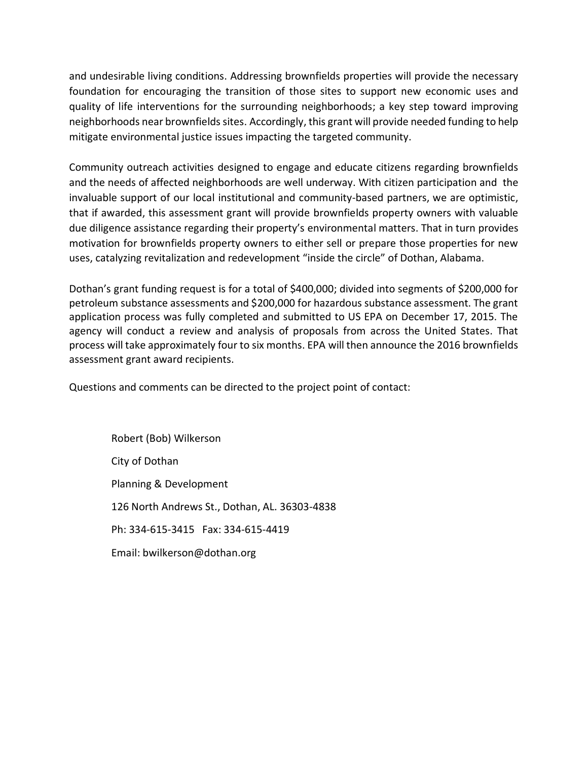and undesirable living conditions. Addressing brownfields properties will provide the necessary foundation for encouraging the transition of those sites to support new economic uses and quality of life interventions for the surrounding neighborhoods; a key step toward improving neighborhoods near brownfields sites. Accordingly, this grant will provide needed funding to help mitigate environmental justice issues impacting the targeted community.

Community outreach activities designed to engage and educate citizens regarding brownfields and the needs of affected neighborhoods are well underway. With citizen participation and the invaluable support of our local institutional and community-based partners, we are optimistic, that if awarded, this assessment grant will provide brownfields property owners with valuable due diligence assistance regarding their property's environmental matters. That in turn provides motivation for brownfields property owners to either sell or prepare those properties for new uses, catalyzing revitalization and redevelopment "inside the circle" of Dothan, Alabama.

Dothan's grant funding request is for a total of $400,000; divided into segments of $200,000 for petroleum substance assessments and $200,000 for hazardous substance assessment. The grant application process was fully completed and submitted to US EPA on December 17, 2015. The agency will conduct a review and analysis of proposals from across the United States. That process will take approximately four to six months. EPA will then announce the 2016 brownfields assessment grant award recipients.

Questions and comments can be directed to the project point of contact:

Robert (Bob) Wilkerson

City of Dothan

Planning & Development

126 North Andrews St., Dothan, AL. 36303-4838

Ph: 334-615-3415 Fax: 334-615-4419

Email: bwilkerson@dothan.org